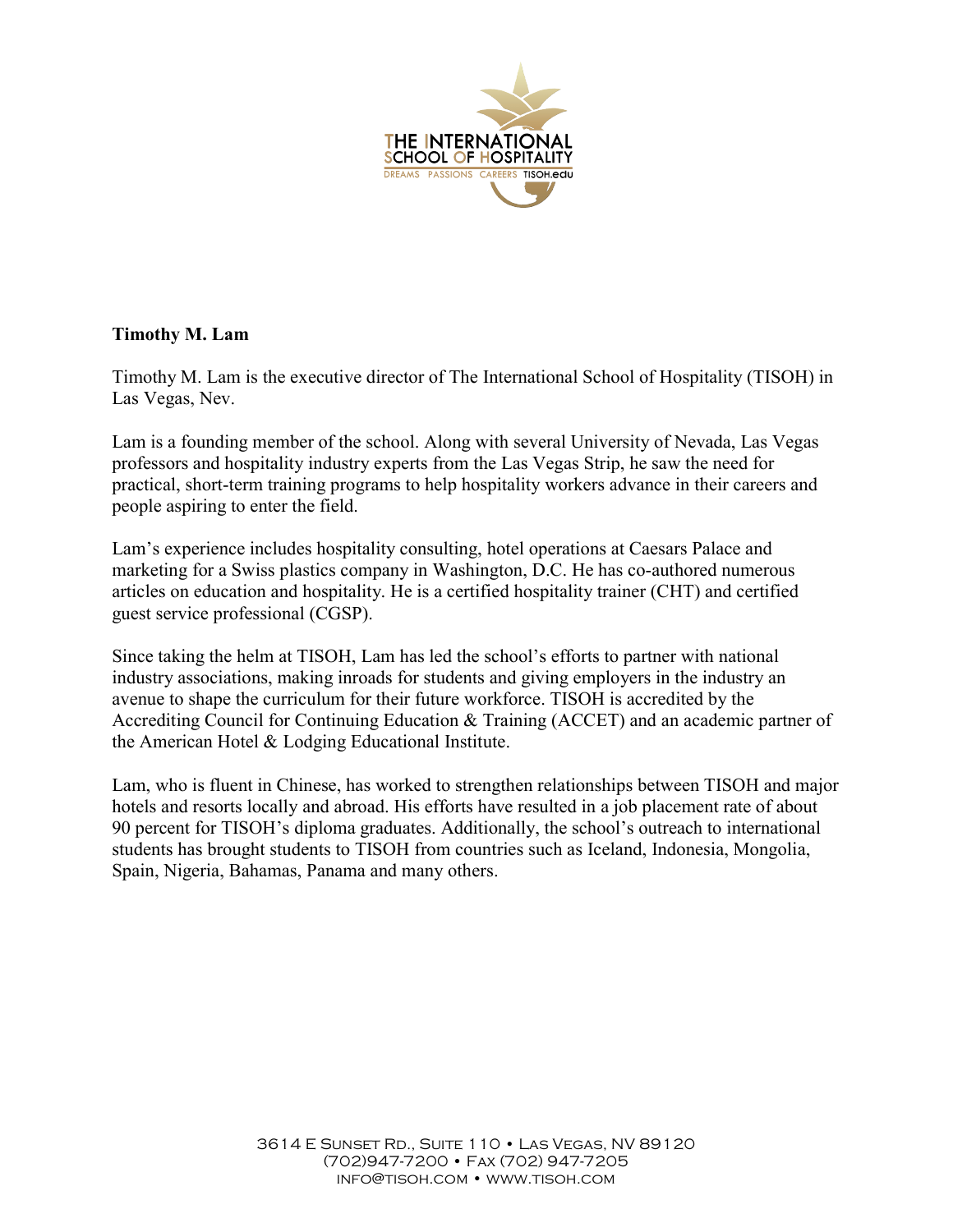THE INTERNATIONAL SCHOOL OF HOSPITALITY

DREAMS PASSIONS CAREERS TISOH.edu

**Timothy M. Lam**

Timothy M. Lam is the executive director of The International School of Hospitality (TISOH) in Las Vegas, Nev.

Lam is a founding member of the school. Along with several University of Nevada, Las Vegas professors and hospitality industry experts from the Las Vegas Strip, he saw the need for practical, short-term training programs to help hospitality workers advance in their careers and people aspiring to enter the field.

Lam's experience includes hospitality consulting, hotel operations at Caesars Palace and marketing for a Swiss plastics company in Washington, D.C. He has co-authored numerous articles on education and hospitality. He is a certified hospitality trainer (CHT) and certified guest service professional (CGSP).

Since taking the helm at TISOH, Lam has led the school's efforts to partner with national industry associations, making inroads for students and giving employers in the industry an avenue to shape the curriculum for their future workforce. TISOH is accredited by the Accrediting Council for Continuing Education & Training (ACCET) and an academic partner of the American Hotel & Lodging Educational Institute.

Lam, who is fluent in Chinese, has worked to strengthen relationships between TISOH and major hotels and resorts locally and abroad. His efforts have resulted in a job placement rate of about 90 percent for TISOH's diploma graduates. Additionally, the school's outreach to international students has brought students to TISOH from countries such as Iceland, Indonesia, Mongolia, Spain, Nigeria, Bahamas, Panama and many others.

3614 E Sunset Rd., Suite 110 • Las Vegas, NV 89120
(702)947-7200 • Fax (702) 947-7205
info@tisoh.com • www.tisoh.com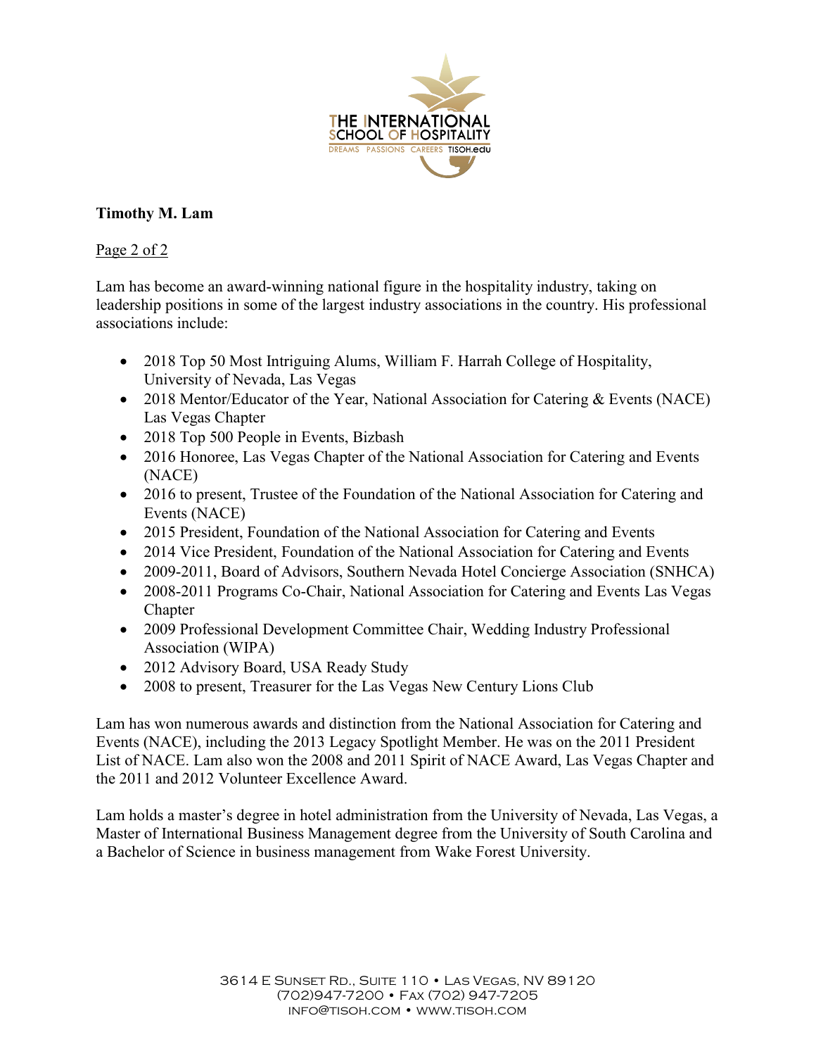**Timothy M. Lam**

Lam has become an award-winning national figure in the hospitality industry, taking on leadership positions in some of the largest industry associations in the country. His professional associations include:

- 2018 Top 50 Most Intriguing Alums, William F. Harrah College of Hospitality, University of Nevada, Las Vegas
- 2018 Mentor/Educator of the Year, National Association for Catering & Events (NACE) Las Vegas Chapter
- 2018 Top 500 People in Events, Bizbash
- 2016 Honoree, Las Vegas Chapter of the National Association for Catering and Events (NACE)
- 2016 to present, Trustee of the Foundation of the National Association for Catering and Events (NACE)
- 2015 President, Foundation of the National Association for Catering and Events
- 2014 Vice President, Foundation of the National Association for Catering and Events
- 2009-2011, Board of Advisors, Southern Nevada Hotel Concierge Association (SNHCA)
- 2008-2011 Programs Co-Chair, National Association for Catering and Events Las Vegas Chapter
- 2009 Professional Development Committee Chair, Wedding Industry Professional Association (WIPA)
- 2012 Advisory Board, USA Ready Study
- 2008 to present, Treasurer for the Las Vegas New Century Lions Club

Lam has won numerous awards and distinction from the National Association for Catering and Events (NACE), including the 2013 Legacy Spotlight Member. He was on the 2011 President List of NACE. Lam also won the 2008 and 2011 Spirit of NACE Award, Las Vegas Chapter and the 2011 and 2012 Volunteer Excellence Award.

Lam holds a master's degree in hotel administration from the University of Nevada, Las Vegas, a Master of International Business Management degree from the University of South Carolina and a Bachelor of Science in business management from Wake Forest University.